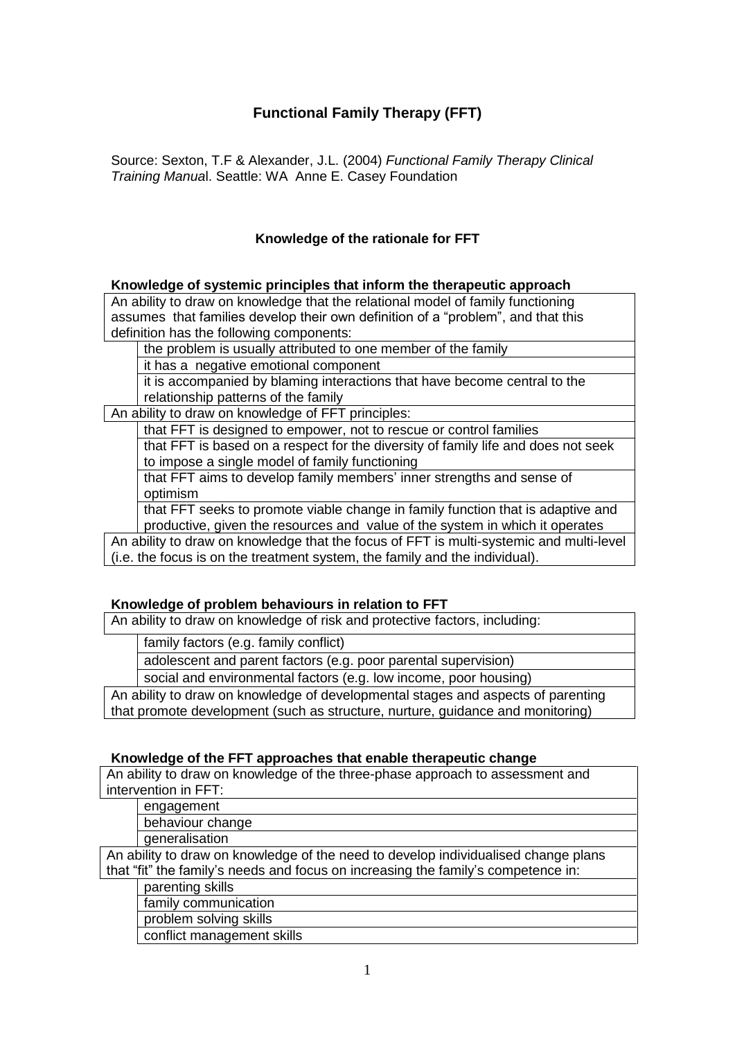# Functional Family Therapy (FFT)

Source: Sexton, T.F & Alexander, J.L. (2004) *Functional Family Therapy Clinical Training Manual*. Seattle: WA Anne E. Casey Foundation

## Knowledge of the rationale for FFT

### Knowledge of systemic principles that inform the therapeutic approach

An ability to draw on knowledge that the relational model of family functioning assumes that families develop their own definition of a "problem", and that this definition has the following components:

- the problem is usually attributed to one member of the family
- it has a negative emotional component
- it is accompanied by blaming interactions that have become central to the relationship patterns of the family

An ability to draw on knowledge of FFT principles:

- that FFT is designed to empower, not to rescue or control families
- that FFT is based on a respect for the diversity of family life and does not seek to impose a single model of family functioning
- that FFT aims to develop family members' inner strengths and sense of optimism
- that FFT seeks to promote viable change in family function that is adaptive and productive, given the resources and value of the system in which it operates

An ability to draw on knowledge that the focus of FFT is multi-systemic and multi-level (i.e. the focus is on the treatment system, the family and the individual).

### Knowledge of problem behaviours in relation to FFT

An ability to draw on knowledge of risk and protective factors, including:

- family factors (e.g. family conflict)
- adolescent and parent factors (e.g. poor parental supervision)
- social and environmental factors (e.g. low income, poor housing)

An ability to draw on knowledge of developmental stages and aspects of parenting that promote development (such as structure, nurture, guidance and monitoring)

### Knowledge of the FFT approaches that enable therapeutic change

An ability to draw on knowledge of the three-phase approach to assessment and intervention in FFT:

- engagement
- behaviour change
- generalisation

An ability to draw on knowledge of the need to develop individualised change plans that "fit" the family's needs and focus on increasing the family's competence in:

- parenting skills
- family communication
- problem solving skills
- conflict management skills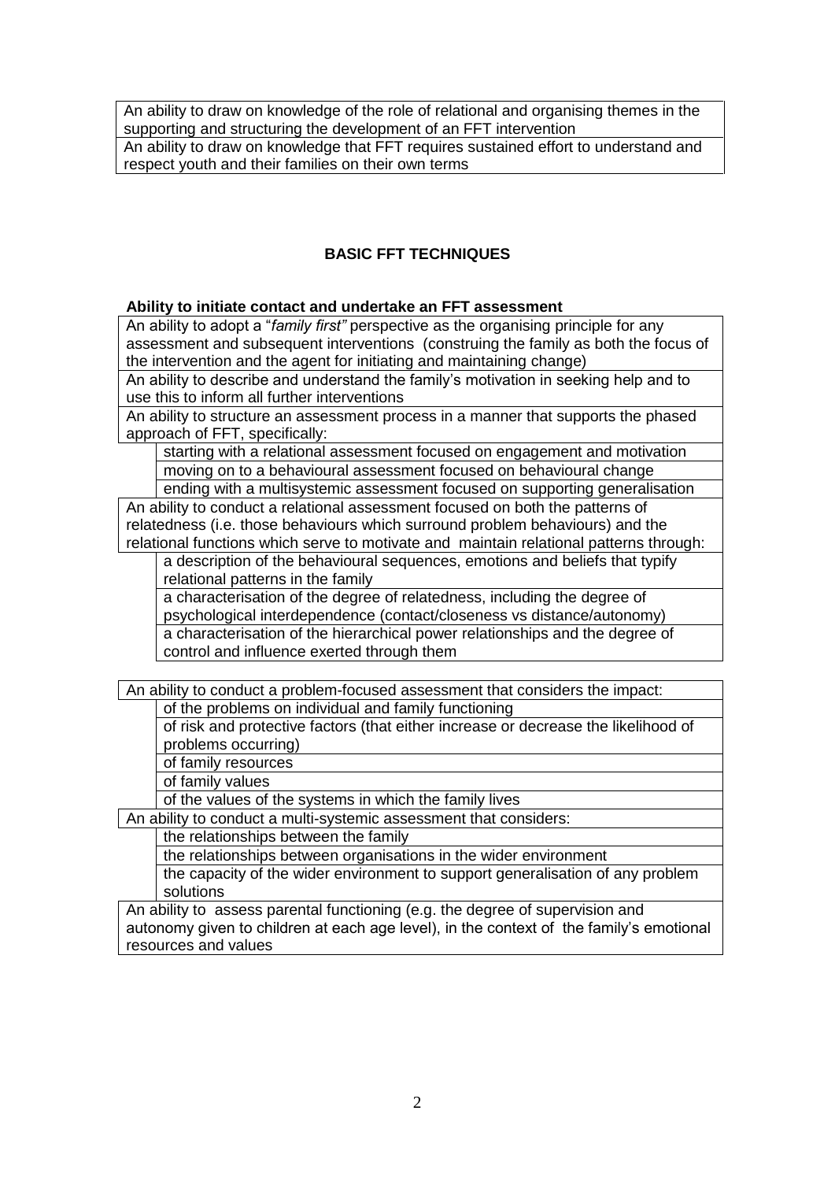An ability to draw on knowledge of the role of relational and organising themes in the supporting and structuring the development of an FFT intervention

An ability to draw on knowledge that FFT requires sustained effort to understand and respect youth and their families on their own terms

## BASIC FFT TECHNIQUES

**Ability to initiate contact and undertake an FFT assessment**

An ability to adopt a "*family first"* perspective as the organising principle for any assessment and subsequent interventions (construing the family as both the focus of the intervention and the agent for initiating and maintaining change)

An ability to describe and understand the family's motivation in seeking help and to use this to inform all further interventions

An ability to structure an assessment process in a manner that supports the phased approach of FFT, specifically:

- starting with a relational assessment focused on engagement and motivation
- moving on to a behavioural assessment focused on behavioural change
- ending with a multisystemic assessment focused on supporting generalisation

An ability to conduct a relational assessment focused on both the patterns of relatedness (i.e. those behaviours which surround problem behaviours) and the relational functions which serve to motivate and maintain relational patterns through:

- a description of the behavioural sequences, emotions and beliefs that typify relational patterns in the family
- a characterisation of the degree of relatedness, including the degree of psychological interdependence (contact/closeness vs distance/autonomy)
- a characterisation of the hierarchical power relationships and the degree of control and influence exerted through them

An ability to conduct a problem-focused assessment that considers the impact:

- of the problems on individual and family functioning
- of risk and protective factors (that either increase or decrease the likelihood of problems occurring)
- of family resources
- of family values
- of the values of the systems in which the family lives

An ability to conduct a multi-systemic assessment that considers:

- the relationships between the family
- the relationships between organisations in the wider environment
- the capacity of the wider environment to support generalisation of any problem solutions

An ability to assess parental functioning (e.g. the degree of supervision and autonomy given to children at each age level), in the context of the family's emotional resources and values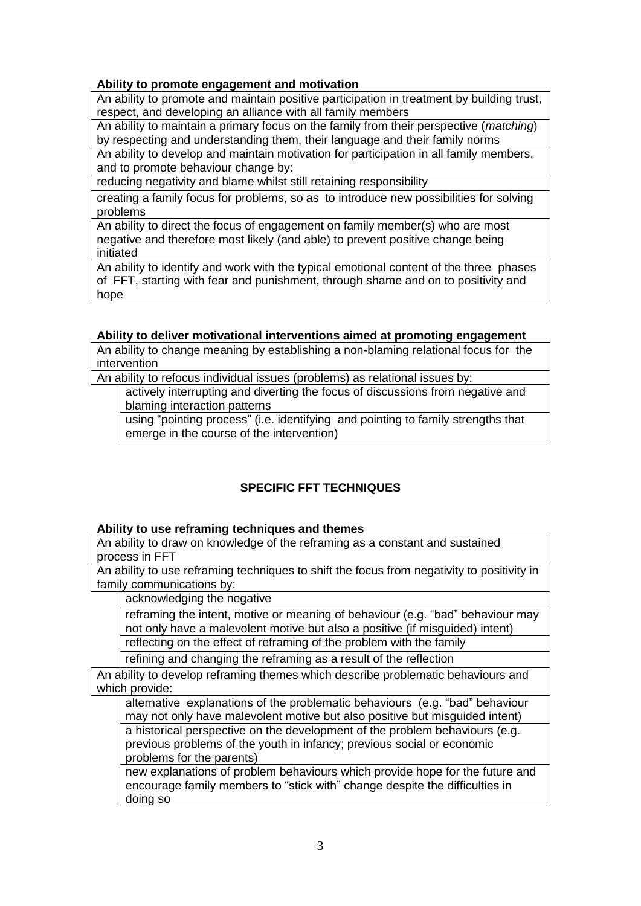**Ability to promote engagement and motivation**

- An ability to promote and maintain positive participation in treatment by building trust, respect, and developing an alliance with all family members
- An ability to maintain a primary focus on the family from their perspective (*matching*) by respecting and understanding them, their language and their family norms
- An ability to develop and maintain motivation for participation in all family members, and to promote behaviour change by:
- reducing negativity and blame whilst still retaining responsibility
- creating a family focus for problems, so as to introduce new possibilities for solving problems
- An ability to direct the focus of engagement on family member(s) who are most negative and therefore most likely (and able) to prevent positive change being initiated
- An ability to identify and work with the typical emotional content of the three phases of FFT, starting with fear and punishment, through shame and on to positivity and hope

**Ability to deliver motivational interventions aimed at promoting engagement**

- An ability to change meaning by establishing a non-blaming relational focus for the intervention
- An ability to refocus individual issues (problems) as relational issues by:
  - actively interrupting and diverting the focus of discussions from negative and blaming interaction patterns
  - using "pointing process" (i.e. identifying and pointing to family strengths that emerge in the course of the intervention)

## SPECIFIC FFT TECHNIQUES

**Ability to use reframing techniques and themes**

- An ability to draw on knowledge of the reframing as a constant and sustained process in FFT
- An ability to use reframing techniques to shift the focus from negativity to positivity in family communications by:
  - acknowledging the negative
  - reframing the intent, motive or meaning of behaviour (e.g. "bad" behaviour may not only have a malevolent motive but also a positive (if misguided) intent)
  - reflecting on the effect of reframing of the problem with the family
  - refining and changing the reframing as a result of the reflection
- An ability to develop reframing themes which describe problematic behaviours and which provide:
  - alternative explanations of the problematic behaviours (e.g. "bad" behaviour may not only have malevolent motive but also positive but misguided intent)
  - a historical perspective on the development of the problem behaviours (e.g. previous problems of the youth in infancy; previous social or economic problems for the parents)
  - new explanations of problem behaviours which provide hope for the future and encourage family members to "stick with" change despite the difficulties in doing so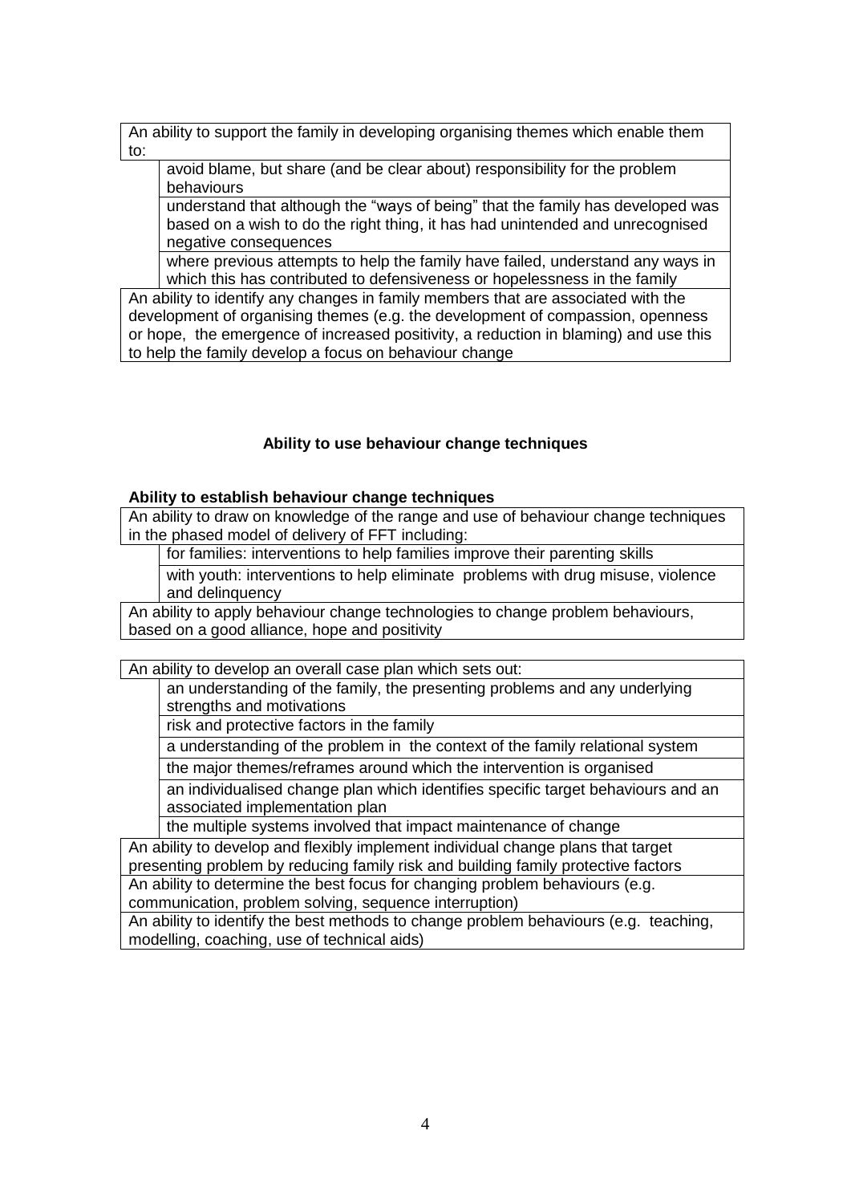An ability to support the family in developing organising themes which enable them to:

- avoid blame, but share (and be clear about) responsibility for the problem behaviours
- understand that although the "ways of being" that the family has developed was based on a wish to do the right thing, it has had unintended and unrecognised negative consequences
- where previous attempts to help the family have failed, understand any ways in which this has contributed to defensiveness or hopelessness in the family

An ability to identify any changes in family members that are associated with the development of organising themes (e.g. the development of compassion, openness or hope, the emergence of increased positivity, a reduction in blaming) and use this to help the family develop a focus on behaviour change

## Ability to use behaviour change techniques

### Ability to establish behaviour change techniques

An ability to draw on knowledge of the range and use of behaviour change techniques in the phased model of delivery of FFT including:

- for families: interventions to help families improve their parenting skills
- with youth: interventions to help eliminate problems with drug misuse, violence and delinquency

An ability to apply behaviour change technologies to change problem behaviours, based on a good alliance, hope and positivity

An ability to develop an overall case plan which sets out:

- an understanding of the family, the presenting problems and any underlying strengths and motivations
- risk and protective factors in the family
- a understanding of the problem in the context of the family relational system
- the major themes/reframes around which the intervention is organised
- an individualised change plan which identifies specific target behaviours and an associated implementation plan
- the multiple systems involved that impact maintenance of change

An ability to develop and flexibly implement individual change plans that target presenting problem by reducing family risk and building family protective factors

An ability to determine the best focus for changing problem behaviours (e.g. communication, problem solving, sequence interruption)

An ability to identify the best methods to change problem behaviours (e.g. teaching, modelling, coaching, use of technical aids)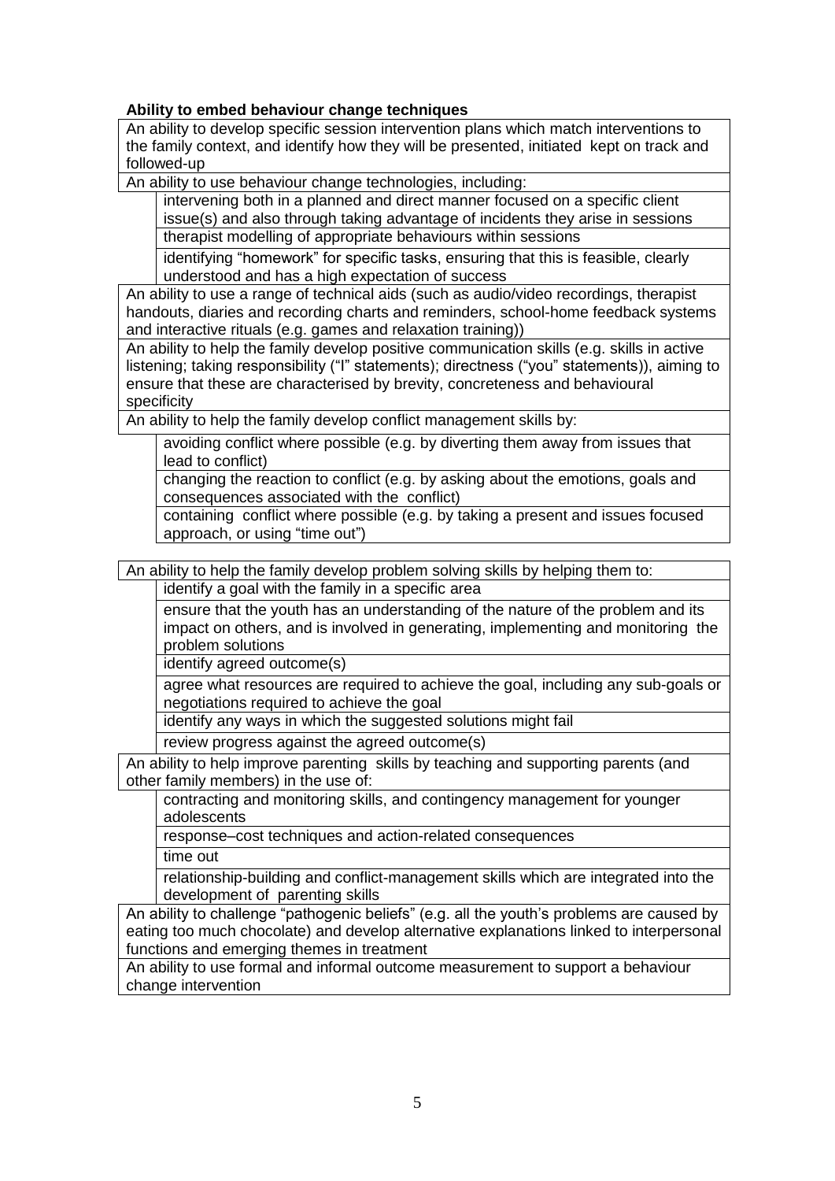**Ability to embed behaviour change techniques**

An ability to develop specific session intervention plans which match interventions to the family context, and identify how they will be presented, initiated kept on track and followed-up

An ability to use behaviour change technologies, including:

- intervening both in a planned and direct manner focused on a specific client issue(s) and also through taking advantage of incidents they arise in sessions
- therapist modelling of appropriate behaviours within sessions
- identifying "homework" for specific tasks, ensuring that this is feasible, clearly understood and has a high expectation of success

An ability to use a range of technical aids (such as audio/video recordings, therapist handouts, diaries and recording charts and reminders, school-home feedback systems and interactive rituals (e.g. games and relaxation training))

An ability to help the family develop positive communication skills (e.g. skills in active listening; taking responsibility ("I" statements); directness ("you" statements)), aiming to ensure that these are characterised by brevity, concreteness and behavioural specificity

An ability to help the family develop conflict management skills by:

- avoiding conflict where possible (e.g. by diverting them away from issues that lead to conflict)
- changing the reaction to conflict (e.g. by asking about the emotions, goals and consequences associated with the conflict)
- containing conflict where possible (e.g. by taking a present and issues focused approach, or using "time out")

An ability to help the family develop problem solving skills by helping them to:

- identify a goal with the family in a specific area
- ensure that the youth has an understanding of the nature of the problem and its impact on others, and is involved in generating, implementing and monitoring the problem solutions
- identify agreed outcome(s)
- agree what resources are required to achieve the goal, including any sub-goals or negotiations required to achieve the goal
- identify any ways in which the suggested solutions might fail
- review progress against the agreed outcome(s)

An ability to help improve parenting skills by teaching and supporting parents (and other family members) in the use of:

- contracting and monitoring skills, and contingency management for younger adolescents
- response–cost techniques and action-related consequences
- time out
- relationship-building and conflict-management skills which are integrated into the development of parenting skills

An ability to challenge "pathogenic beliefs" (e.g. all the youth's problems are caused by eating too much chocolate) and develop alternative explanations linked to interpersonal functions and emerging themes in treatment

An ability to use formal and informal outcome measurement to support a behaviour change intervention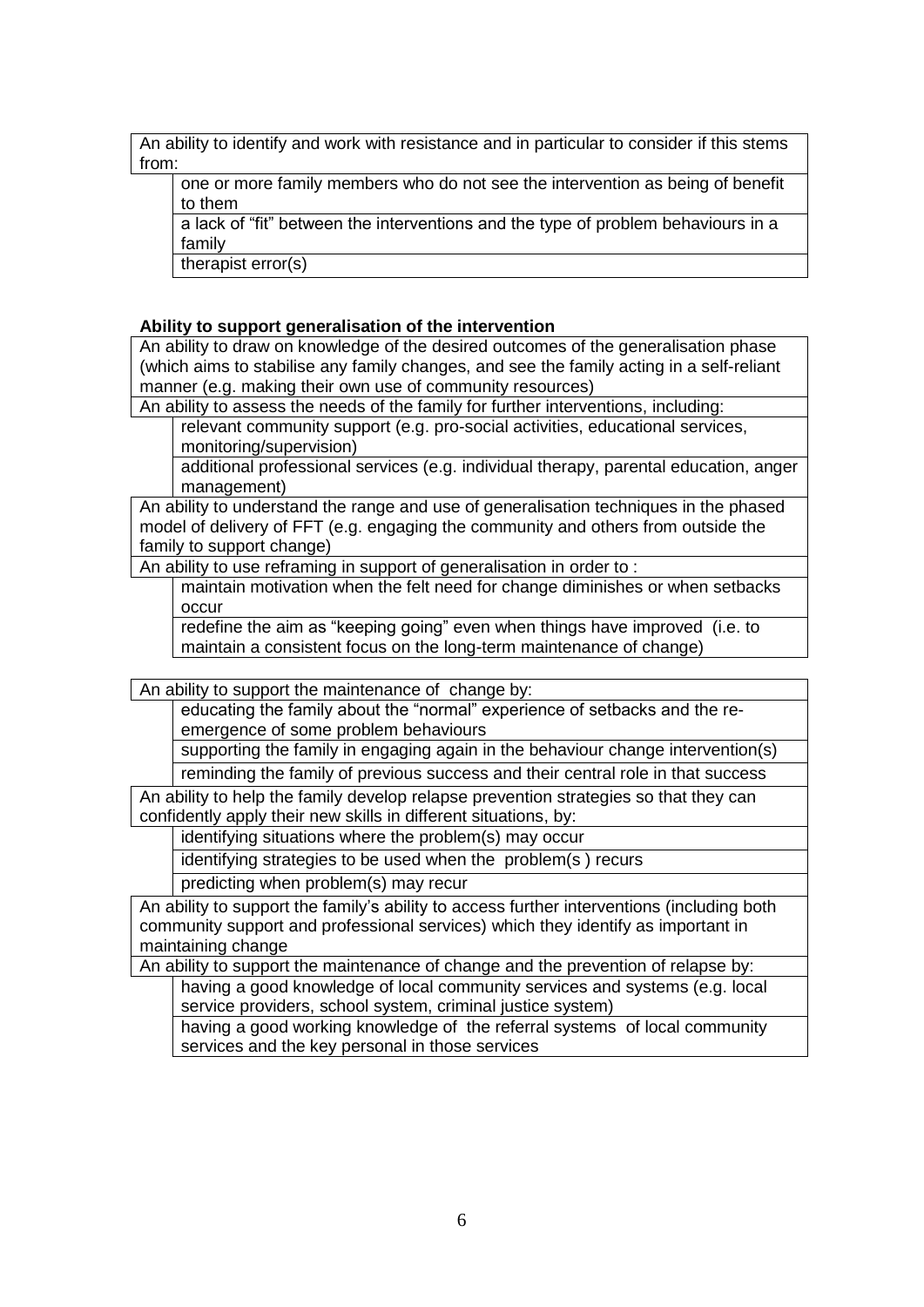An ability to identify and work with resistance and in particular to consider if this stems from:

- one or more family members who do not see the intervention as being of benefit to them
- a lack of "fit" between the interventions and the type of problem behaviours in a family
- therapist error(s)

**Ability to support generalisation of the intervention**

An ability to draw on knowledge of the desired outcomes of the generalisation phase (which aims to stabilise any family changes, and see the family acting in a self-reliant manner (e.g. making their own use of community resources)

An ability to assess the needs of the family for further interventions, including:

- relevant community support (e.g. pro-social activities, educational services, monitoring/supervision)
- additional professional services (e.g. individual therapy, parental education, anger management)

An ability to understand the range and use of generalisation techniques in the phased model of delivery of FFT (e.g. engaging the community and others from outside the family to support change)

An ability to use reframing in support of generalisation in order to :

- maintain motivation when the felt need for change diminishes or when setbacks occur
- redefine the aim as "keeping going" even when things have improved (i.e. to maintain a consistent focus on the long-term maintenance of change)

An ability to support the maintenance of change by:

- educating the family about the "normal" experience of setbacks and the re-emergence of some problem behaviours
- supporting the family in engaging again in the behaviour change intervention(s)
- reminding the family of previous success and their central role in that success

An ability to help the family develop relapse prevention strategies so that they can confidently apply their new skills in different situations, by:

- identifying situations where the problem(s) may occur
- identifying strategies to be used when the problem(s ) recurs
- predicting when problem(s) may recur

An ability to support the family's ability to access further interventions (including both community support and professional services) which they identify as important in maintaining change

An ability to support the maintenance of change and the prevention of relapse by:

- having a good knowledge of local community services and systems (e.g. local service providers, school system, criminal justice system)
- having a good working knowledge of the referral systems of local community services and the key personal in those services